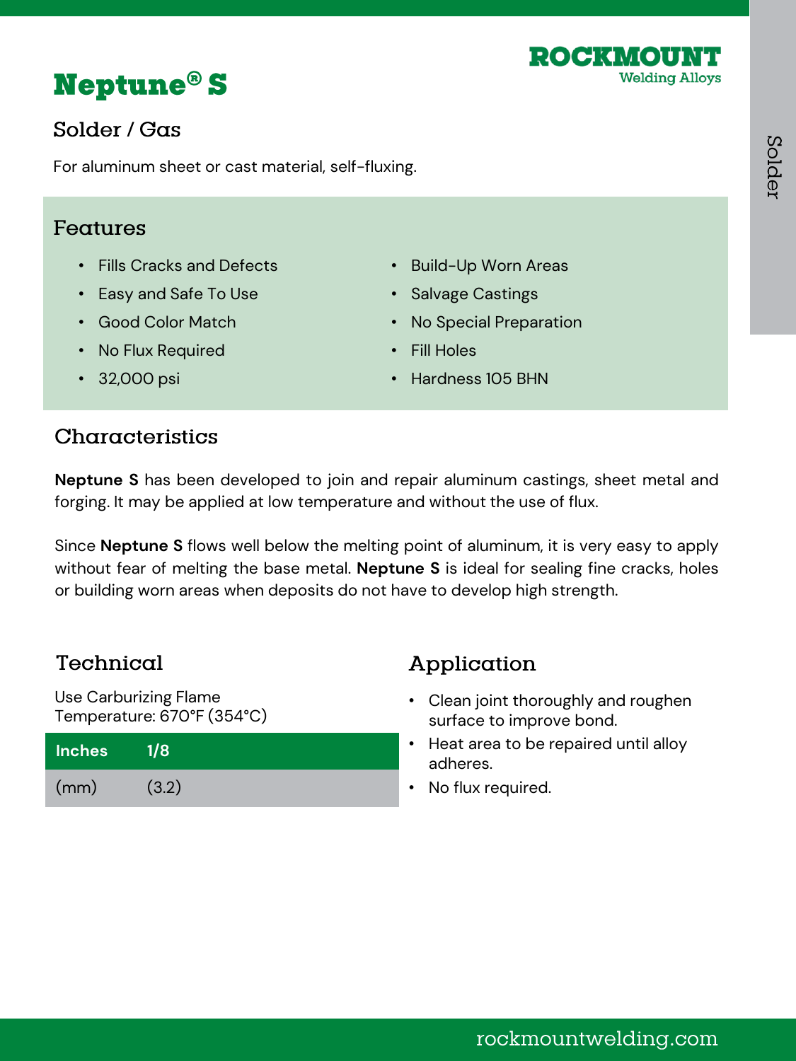# Neptune® S

ROCKMOUNT Welding Alloys

## Solder / Gas

For aluminum sheet or cast material, self-fluxing.

## Features

- Fills Cracks and Defects
- Easy and Safe To Use
- Good Color Match
- No Flux Required
- 32,000 psi
- Build-Up Worn Areas
- Salvage Castings
- No Special Preparation
- Fill Holes
- Hardness 105 BHN

## Characteristics

**Neptune S** has been developed to join and repair aluminum castings, sheet metal and forging. It may be applied at low temperature and without the use of flux.

Since **Neptune S** flows well below the melting point of aluminum, it is very easy to apply without fear of melting the base metal. **Neptune S** is ideal for sealing fine cracks, holes or building worn areas when deposits do not have to develop high strength.

## Technical

Use Carburizing Flame
Temperature: 670°F (354°C)

| Inches | 1/8 |
|---|---|
| (mm) | (3.2) |

## Application

- Clean joint thoroughly and roughen surface to improve bond.
- Heat area to be repaired until alloy adheres.
- No flux required.

rockmountwelding.com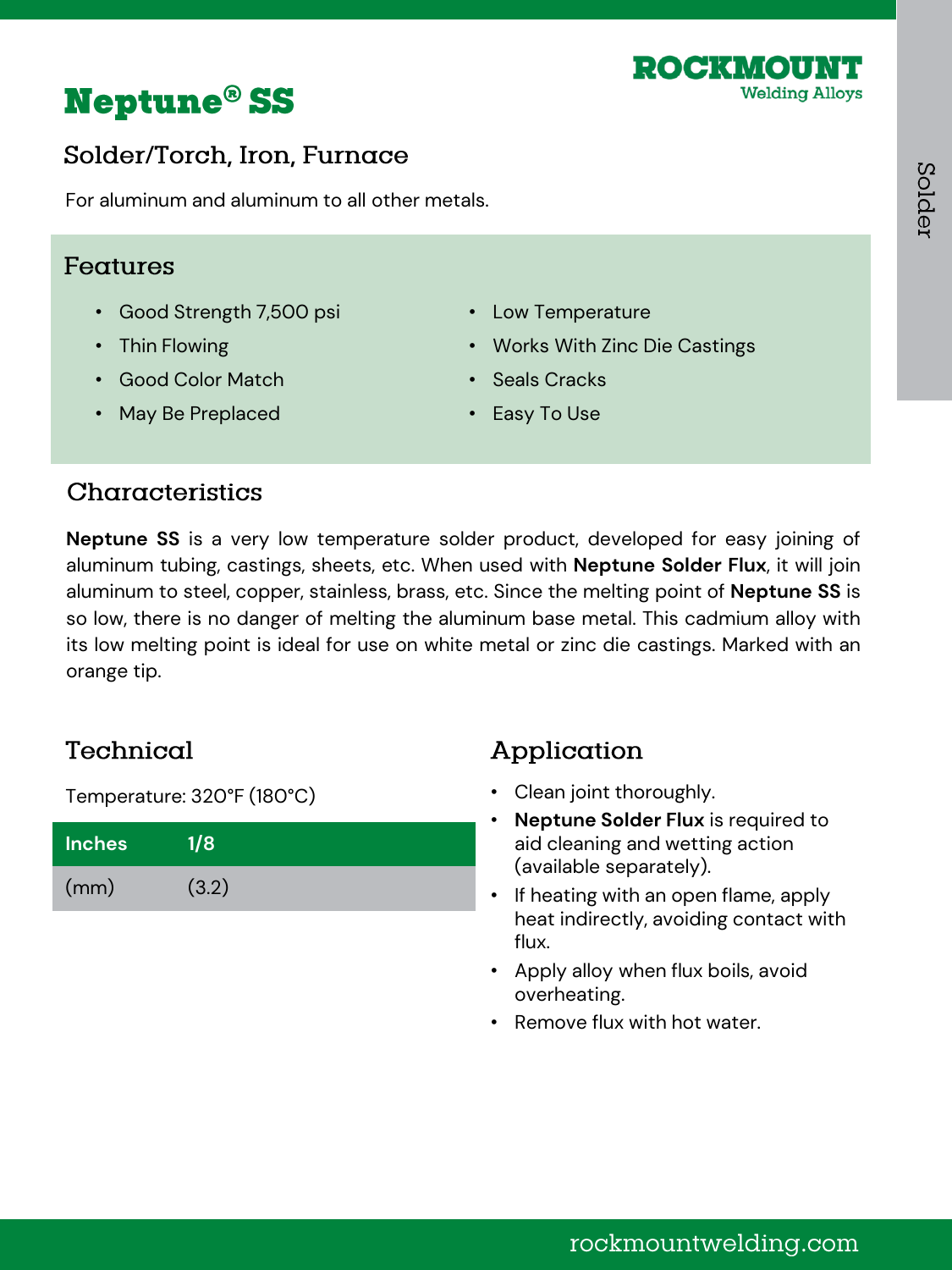# Neptune® SS

ROCKMOUNT
Welding Alloys

## Solder/Torch, Iron, Furnace

For aluminum and aluminum to all other metals.

## Features

- Good Strength 7,500 psi
- Thin Flowing
- Good Color Match
- May Be Preplaced
- Low Temperature
- Works With Zinc Die Castings
- Seals Cracks
- Easy To Use

## Characteristics

**Neptune SS** is a very low temperature solder product, developed for easy joining of aluminum tubing, castings, sheets, etc. When used with **Neptune Solder Flux**, it will join aluminum to steel, copper, stainless, brass, etc. Since the melting point of **Neptune SS** is so low, there is no danger of melting the aluminum base metal. This cadmium alloy with its low melting point is ideal for use on white metal or zinc die castings. Marked with an orange tip.

## Technical

Temperature: 320°F (180°C)

| Inches | 1/8 |
|---|---|
| (mm) | (3.2) |

## Application

- Clean joint thoroughly.
- **Neptune Solder Flux** is required to aid cleaning and wetting action (available separately).
- If heating with an open flame, apply heat indirectly, avoiding contact with flux.
- Apply alloy when flux boils, avoid overheating.
- Remove flux with hot water.